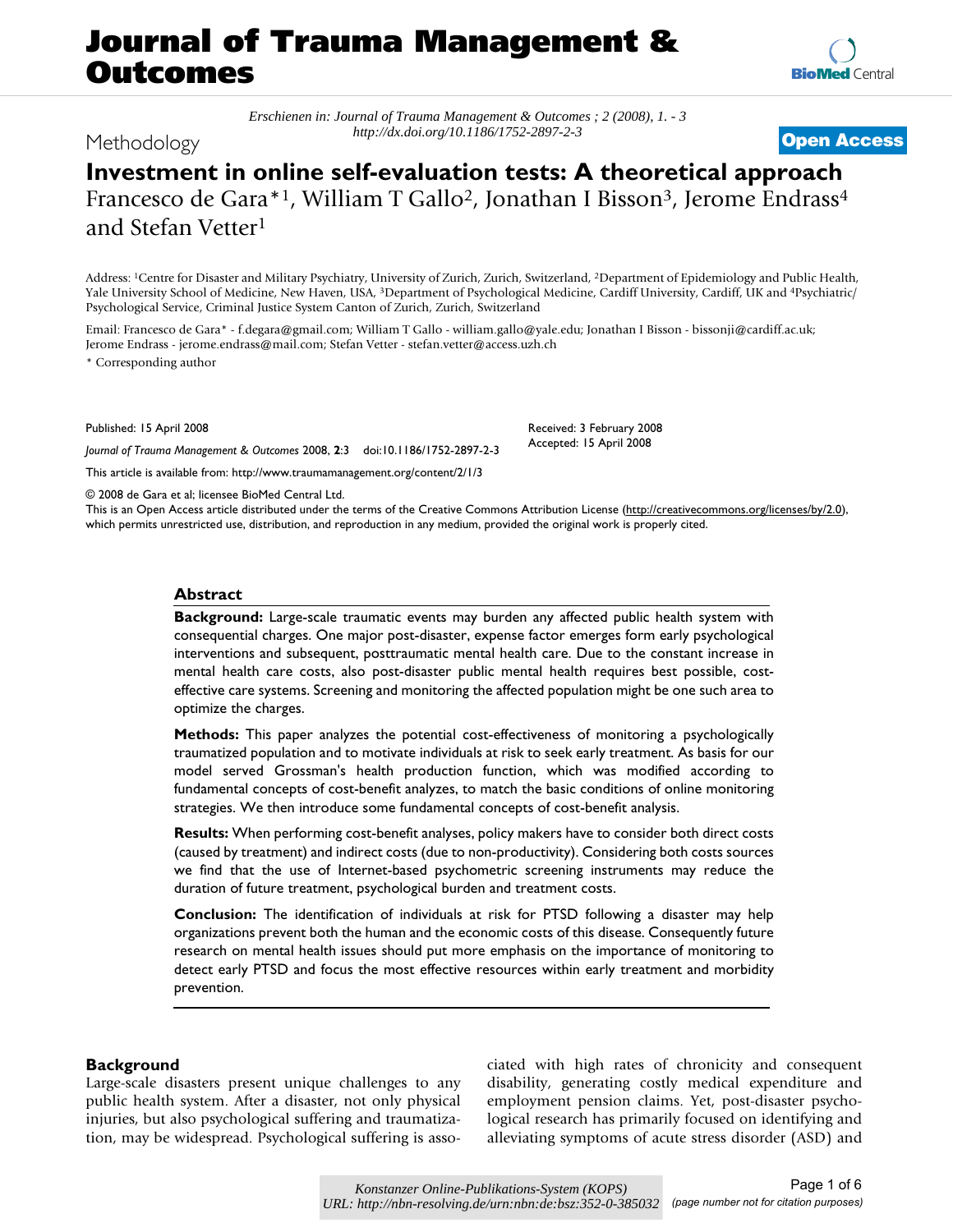Erschienen in: Journal of Trauma Management & Outcomes ; 2 (2008), 1. - 3
http://dx.doi.org/10.1186/1752-2897-2-3

Methodology

**Open Access**

# Investment in online self-evaluation tests: A theoretical approach

Francesco de Gara*[1], William T Gallo[2], Jonathan I Bisson[3], Jerome Endrass[4] and Stefan Vetter[1]

Address: [1]Centre for Disaster and Military Psychiatry, University of Zurich, Zurich, Switzerland, [2]Department of Epidemiology and Public Health, Yale University School of Medicine, New Haven, USA, [3]Department of Psychological Medicine, Cardiff University, Cardiff, UK and [4]Psychiatric/Psychological Service, Criminal Justice System Canton of Zurich, Zurich, Switzerland

Email: Francesco de Gara* - f.degara@gmail.com; William T Gallo - william.gallo@yale.edu; Jonathan I Bisson - bissonji@cardiff.ac.uk; Jerome Endrass - jerome.endrass@mail.com; Stefan Vetter - stefan.vetter@access.uzh.ch

\* Corresponding author

Published: 15 April 2008

*Journal of Trauma Management & Outcomes* 2008, **2**:3 doi:10.1186/1752-2897-2-3

Received: 3 February 2008
Accepted: 15 April 2008

This article is available from: http://www.traumamanagement.org/content/2/1/3

© 2008 de Gara et al; licensee BioMed Central Ltd.
This is an Open Access article distributed under the terms of the Creative Commons Attribution License (http://creativecommons.org/licenses/by/2.0), which permits unrestricted use, distribution, and reproduction in any medium, provided the original work is properly cited.

## Abstract

**Background:** Large-scale traumatic events may burden any affected public health system with consequential charges. One major post-disaster, expense factor emerges form early psychological interventions and subsequent, posttraumatic mental health care. Due to the constant increase in mental health care costs, also post-disaster public mental health requires best possible, cost-effective care systems. Screening and monitoring the affected population might be one such area to optimize the charges.

**Methods:** This paper analyzes the potential cost-effectiveness of monitoring a psychologically traumatized population and to motivate individuals at risk to seek early treatment. As basis for our model served Grossman's health production function, which was modified according to fundamental concepts of cost-benefit analyzes, to match the basic conditions of online monitoring strategies. We then introduce some fundamental concepts of cost-benefit analysis.

**Results:** When performing cost-benefit analyses, policy makers have to consider both direct costs (caused by treatment) and indirect costs (due to non-productivity). Considering both costs sources we find that the use of Internet-based psychometric screening instruments may reduce the duration of future treatment, psychological burden and treatment costs.

**Conclusion:** The identification of individuals at risk for PTSD following a disaster may help organizations prevent both the human and the economic costs of this disease. Consequently future research on mental health issues should put more emphasis on the importance of monitoring to detect early PTSD and focus the most effective resources within early treatment and morbidity prevention.

## Background

Large-scale disasters present unique challenges to any public health system. After a disaster, not only physical injuries, but also psychological suffering and traumatization, may be widespread. Psychological suffering is associated with high rates of chronicity and consequent disability, generating costly medical expenditure and employment pension claims. Yet, post-disaster psychological research has primarily focused on identifying and alleviating symptoms of acute stress disorder (ASD) and

Konstanzer Online-Publikations-System (KOPS)
URL: http://nbn-resolving.de/urn:nbn:de:bsz:352-0-385032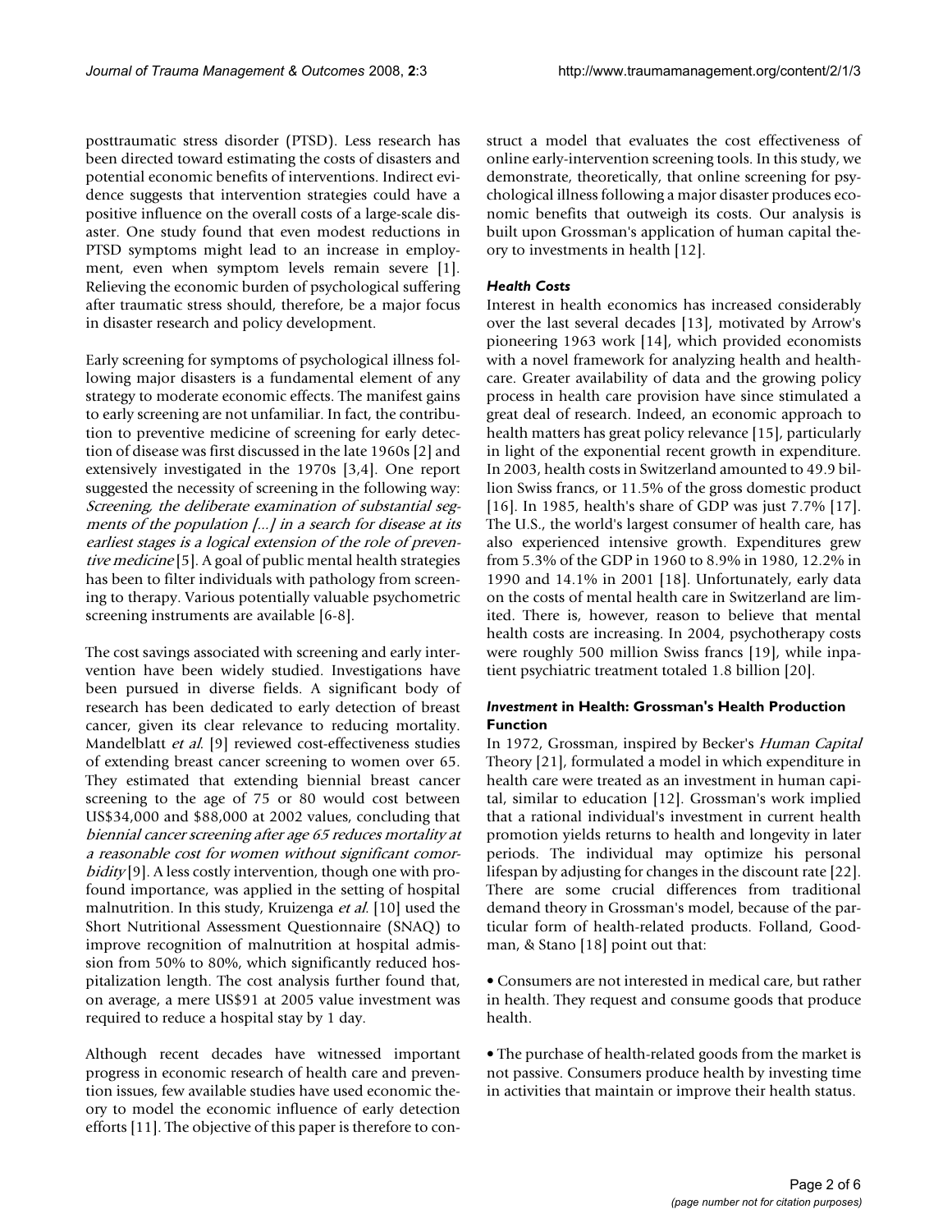posttraumatic stress disorder (PTSD). Less research has been directed toward estimating the costs of disasters and potential economic benefits of interventions. Indirect evidence suggests that intervention strategies could have a positive influence on the overall costs of a large-scale disaster. One study found that even modest reductions in PTSD symptoms might lead to an increase in employment, even when symptom levels remain severe [1]. Relieving the economic burden of psychological suffering after traumatic stress should, therefore, be a major focus in disaster research and policy development.

Early screening for symptoms of psychological illness following major disasters is a fundamental element of any strategy to moderate economic effects. The manifest gains to early screening are not unfamiliar. In fact, the contribution to preventive medicine of screening for early detection of disease was first discussed in the late 1960s [2] and extensively investigated in the 1970s [3,4]. One report suggested the necessity of screening in the following way: *Screening, the deliberate examination of substantial segments of the population [...] in a search for disease at its earliest stages is a logical extension of the role of preventive medicine* [5]. A goal of public mental health strategies has been to filter individuals with pathology from screening to therapy. Various potentially valuable psychometric screening instruments are available [6-8].

The cost savings associated with screening and early intervention have been widely studied. Investigations have been pursued in diverse fields. A significant body of research has been dedicated to early detection of breast cancer, given its clear relevance to reducing mortality. Mandelblatt *et al.* [9] reviewed cost-effectiveness studies of extending breast cancer screening to women over 65. They estimated that extending biennial breast cancer screening to the age of 75 or 80 would cost between US$34,000 and $88,000 at 2002 values, concluding that *biennial cancer screening after age 65 reduces mortality at a reasonable cost for women without significant comorbidity* [9]. A less costly intervention, though one with profound importance, was applied in the setting of hospital malnutrition. In this study, Kruizenga *et al.* [10] used the Short Nutritional Assessment Questionnaire (SNAQ) to improve recognition of malnutrition at hospital admission from 50% to 80%, which significantly reduced hospitalization length. The cost analysis further found that, on average, a mere US$91 at 2005 value investment was required to reduce a hospital stay by 1 day.

Although recent decades have witnessed important progress in economic research of health care and prevention issues, few available studies have used economic theory to model the economic influence of early detection efforts [11]. The objective of this paper is therefore to construct a model that evaluates the cost effectiveness of online early-intervention screening tools. In this study, we demonstrate, theoretically, that online screening for psychological illness following a major disaster produces economic benefits that outweigh its costs. Our analysis is built upon Grossman's application of human capital theory to investments in health [12].

### *Health Costs*

Interest in health economics has increased considerably over the last several decades [13], motivated by Arrow's pioneering 1963 work [14], which provided economists with a novel framework for analyzing health and healthcare. Greater availability of data and the growing policy process in health care provision have since stimulated a great deal of research. Indeed, an economic approach to health matters has great policy relevance [15], particularly in light of the exponential recent growth in expenditure. In 2003, health costs in Switzerland amounted to 49.9 billion Swiss francs, or 11.5% of the gross domestic product [16]. In 1985, health's share of GDP was just 7.7% [17]. The U.S., the world's largest consumer of health care, has also experienced intensive growth. Expenditures grew from 5.3% of the GDP in 1960 to 8.9% in 1980, 12.2% in 1990 and 14.1% in 2001 [18]. Unfortunately, early data on the costs of mental health care in Switzerland are limited. There is, however, reason to believe that mental health costs are increasing. In 2004, psychotherapy costs were roughly 500 million Swiss francs [19], while inpatient psychiatric treatment totaled 1.8 billion [20].

### ***Investment* in Health: Grossman's Health Production Function**

In 1972, Grossman, inspired by Becker's *Human Capital* Theory [21], formulated a model in which expenditure in health care were treated as an investment in human capital, similar to education [12]. Grossman's work implied that a rational individual's investment in current health promotion yields returns to health and longevity in later periods. The individual may optimize his personal lifespan by adjusting for changes in the discount rate [22]. There are some crucial differences from traditional demand theory in Grossman's model, because of the particular form of health-related products. Folland, Goodman, & Stano [18] point out that:

- Consumers are not interested in medical care, but rather in health. They request and consume goods that produce health.
- The purchase of health-related goods from the market is not passive. Consumers produce health by investing time in activities that maintain or improve their health status.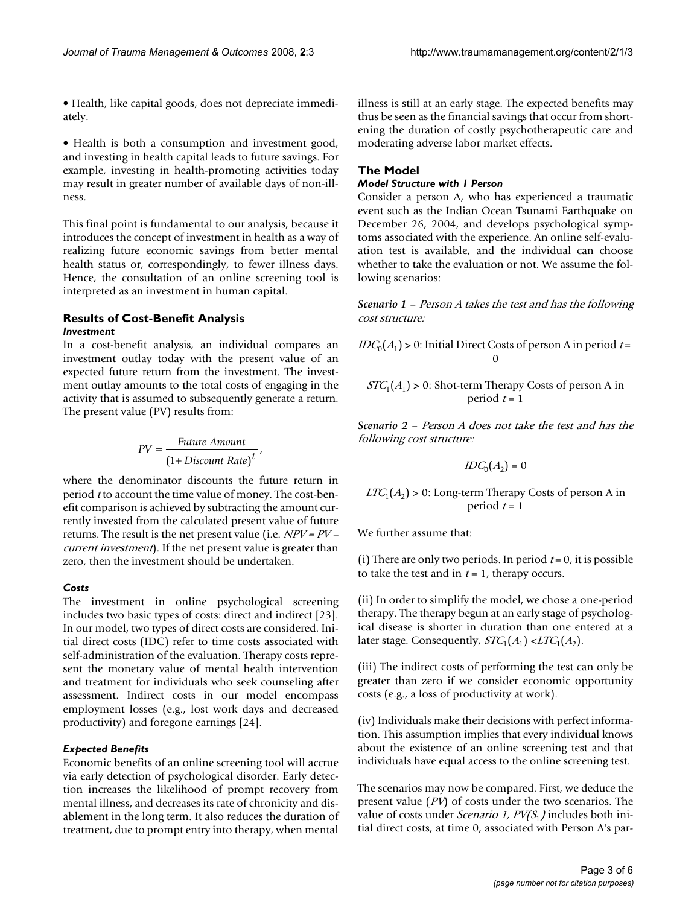• Health, like capital goods, does not depreciate immediately.

• Health is both a consumption and investment good, and investing in health capital leads to future savings. For example, investing in health-promoting activities today may result in greater number of available days of non-illness.

This final point is fundamental to our analysis, because it introduces the concept of investment in health as a way of realizing future economic savings from better mental health status or, correspondingly, to fewer illness days. Hence, the consultation of an online screening tool is interpreted as an investment in human capital.

## Results of Cost-Benefit Analysis

### *Investment*

In a cost-benefit analysis, an individual compares an investment outlay today with the present value of an expected future return from the investment. The investment outlay amounts to the total costs of engaging in the activity that is assumed to subsequently generate a return. The present value (PV) results from:

$$PV = \frac{Future\ Amount}{(1 + Discount\ Rate)^{t}},$$

where the denominator discounts the future return in period $t$ to account the time value of money. The cost-benefit comparison is achieved by subtracting the amount currently invested from the calculated present value of future returns. The result is the net present value (i.e. $NPV = PV - current\ investment$). If the net present value is greater than zero, then the investment should be undertaken.

### *Costs*

The investment in online psychological screening includes two basic types of costs: direct and indirect [23]. In our model, two types of direct costs are considered. Initial direct costs (IDC) refer to time costs associated with self-administration of the evaluation. Therapy costs represent the monetary value of mental health intervention and treatment for individuals who seek counseling after assessment. Indirect costs in our model encompass employment losses (e.g., lost work days and decreased productivity) and foregone earnings [24].

### *Expected Benefits*

Economic benefits of an online screening tool will accrue via early detection of psychological disorder. Early detection increases the likelihood of prompt recovery from mental illness, and decreases its rate of chronicity and disablement in the long term. It also reduces the duration of treatment, due to prompt entry into therapy, when mental illness is still at an early stage. The expected benefits may thus be seen as the financial savings that occur from shortening the duration of costly psychotherapeutic care and moderating adverse labor market effects.

## The Model

### *Model Structure with 1 Person*

Consider a person A, who has experienced a traumatic event such as the Indian Ocean Tsunami Earthquake on December 26, 2004, and develops psychological symptoms associated with the experience. An online self-evaluation test is available, and the individual can choose whether to take the evaluation or not. We assume the following scenarios:

***Scenario 1*** *– Person A takes the test and has the following cost structure:*

$IDC_0(A_1) > 0$: Initial Direct Costs of person A in period $t = 0$

$STC_1(A_1) > 0$: Shot-term Therapy Costs of person A in period $t = 1$

***Scenario 2*** *– Person A does not take the test and has the following cost structure:*

$$IDC_0(A_2) = 0$$

$LTC_1(A_2) > 0$: Long-term Therapy Costs of person A in period $t = 1$

We further assume that:

(i) There are only two periods. In period $t = 0$, it is possible to take the test and in $t = 1$, therapy occurs.

(ii) In order to simplify the model, we chose a one-period therapy. The therapy begun at an early stage of psychological disease is shorter in duration than one entered at a later stage. Consequently, $STC_1(A_1) < LTC_1(A_2)$.

(iii) The indirect costs of performing the test can only be greater than zero if we consider economic opportunity costs (e.g., a loss of productivity at work).

(iv) Individuals make their decisions with perfect information. This assumption implies that every individual knows about the existence of an online screening test and that individuals have equal access to the online screening test.

The scenarios may now be compared. First, we deduce the present value ($PV$) of costs under the two scenarios. The value of costs under *Scenario 1*, $PV(S_1)$ includes both initial direct costs, at time 0, associated with Person A's par-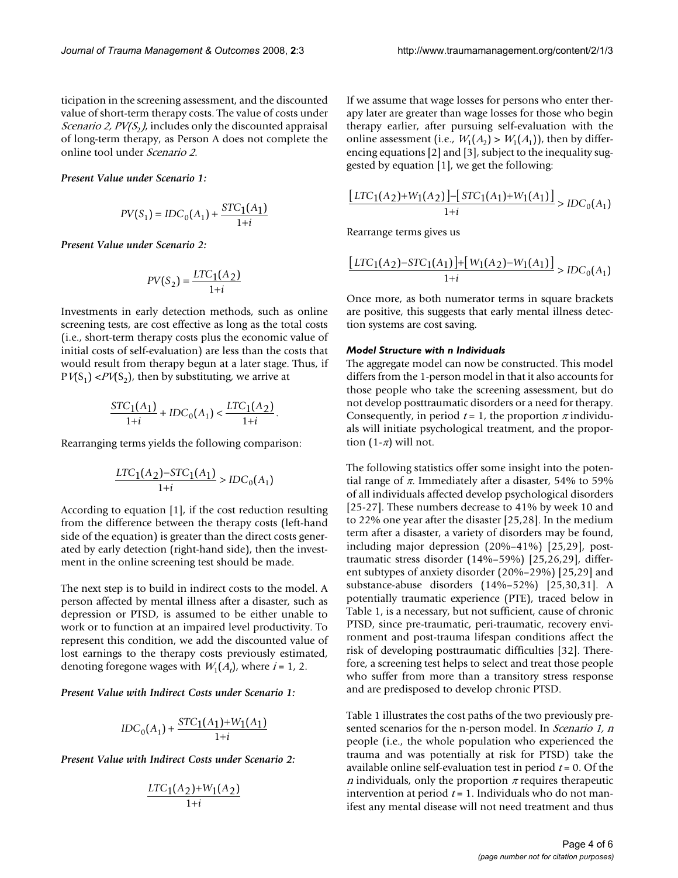ticipation in the screening assessment, and the discounted value of short-term therapy costs. The value of costs under *Scenario 2, $PV(S_2)$*, includes only the discounted appraisal of long-term therapy, as Person A does not complete the online tool under *Scenario 2*.

***Present Value under Scenario 1:***

$$PV(S_1) = IDC_0(A_1) + \frac{STC_1(A_1)}{1+i}$$

***Present Value under Scenario 2:***

$$PV(S_2) = \frac{LTC_1(A_2)}{1+i}$$

Investments in early detection methods, such as online screening tests, are cost effective as long as the total costs (i.e., short-term therapy costs plus the economic value of initial costs of self-evaluation) are less than the costs that would result from therapy begun at a later stage. Thus, if $PV(S_1) < PV(S_2)$, then by substituting, we arrive at

$$\frac{STC_1(A_1)}{1+i} + IDC_0(A_1) < \frac{LTC_1(A_2)}{1+i}.$$

Rearranging terms yields the following comparison:

$$\frac{LTC_1(A_2) - STC_1(A_1)}{1+i} > IDC_0(A_1)$$

According to equation [1], if the cost reduction resulting from the difference between the therapy costs (left-hand side of the equation) is greater than the direct costs generated by early detection (right-hand side), then the investment in the online screening test should be made.

The next step is to build in indirect costs to the model. A person affected by mental illness after a disaster, such as depression or PTSD, is assumed to be either unable to work or to function at an impaired level productivity. To represent this condition, we add the discounted value of lost earnings to the therapy costs previously estimated, denoting foregone wages with $W_1(A_i)$, where $i$ = 1, 2.

***Present Value with Indirect Costs under Scenario 1:***

$$IDC_0(A_1) + \frac{STC_1(A_1) + W_1(A_1)}{1+i}$$

***Present Value with Indirect Costs under Scenario 2:***

$$\frac{LTC_1(A_2) + W_1(A_2)}{1+i}$$

If we assume that wage losses for persons who enter therapy later are greater than wage losses for those who begin therapy earlier, after pursuing self-evaluation with the online assessment (i.e., $W_1(A_2) > W_1(A_1)$), then by differencing equations [2] and [3], subject to the inequality suggested by equation [1], we get the following:

$$\frac{\left[LTC_1(A_2) + W_1(A_2)\right] - \left[STC_1(A_1) + W_1(A_1)\right]}{1+i} > IDC_0(A_1)$$

Rearrange terms gives us

$$\frac{\left[LTC_1(A_2) - STC_1(A_1)\right] + \left[W_1(A_2) - W_1(A_1)\right]}{1+i} > IDC_0(A_1)$$

Once more, as both numerator terms in square brackets are positive, this suggests that early mental illness detection systems are cost saving.

#### *Model Structure with n Individuals*

The aggregate model can now be constructed. This model differs from the 1-person model in that it also accounts for those people who take the screening assessment, but do not develop posttraumatic disorders or a need for therapy. Consequently, in period $t$ = 1, the proportion $\pi$ individuals will initiate psychological treatment, and the proportion $(1-\pi)$ will not.

The following statistics offer some insight into the potential range of $\pi$. Immediately after a disaster, 54% to 59% of all individuals affected develop psychological disorders [25-27]. These numbers decrease to 41% by week 10 and to 22% one year after the disaster [25,28]. In the medium term after a disaster, a variety of disorders may be found, including major depression (20%–41%) [25,29], posttraumatic stress disorder (14%–59%) [25,26,29], different subtypes of anxiety disorder (20%–29%) [25,29] and substance-abuse disorders (14%–52%) [25,30,31]. A potentially traumatic experience (PTE), traced below in Table 1, is a necessary, but not sufficient, cause of chronic PTSD, since pre-traumatic, peri-traumatic, recovery environment and post-trauma lifespan conditions affect the risk of developing posttraumatic difficulties [32]. Therefore, a screening test helps to select and treat those people who suffer from more than a transitory stress response and are predisposed to develop chronic PTSD.

Table 1 illustrates the cost paths of the two previously presented scenarios for the n-person model. In *Scenario 1, n* people (i.e., the whole population who experienced the trauma and was potentially at risk for PTSD) take the available online self-evaluation test in period $t$ = 0. Of the $n$ individuals, only the proportion $\pi$ requires therapeutic intervention at period $t$ = 1. Individuals who do not manifest any mental disease will not need treatment and thus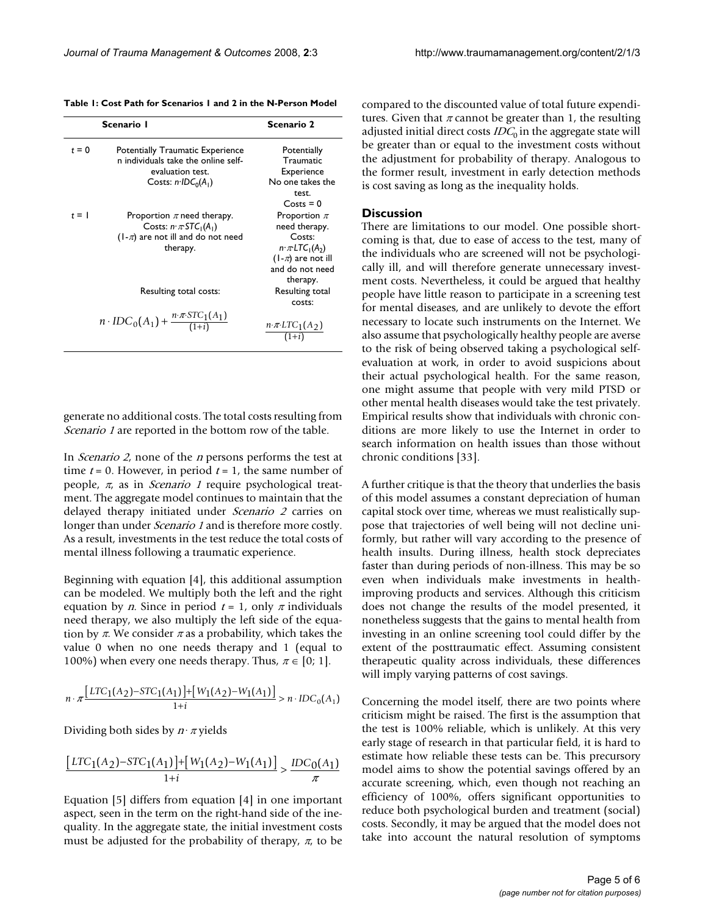**Table 1: Cost Path for Scenarios 1 and 2 in the N-Person Model**

| | Scenario 1 | Scenario 2 |
|---|---|---|
| $t = 0$ | Potentially Traumatic Experience n individuals take the online self-evaluation test. Costs: $n \cdot IDC_0(A_1)$ | Potentially Traumatic Experience No one takes the test. Costs = 0 |
| $t = 1$ | Proportion $\pi$ need therapy. Costs: $n \cdot \pi STC_1(A_1)$ $(1-\pi)$ are not ill and do not need therapy. | Proportion $\pi$ need therapy. Costs: $n \cdot \pi LTC_1(A_2)$ $(1-\pi)$ are not ill and do not need therapy. |
| | Resulting total costs: | Resulting total costs: |
| | $n \cdot IDC_0(A_1) + \frac{n \cdot \pi \cdot STC_1(A_1)}{(1+i)}$ | $\frac{n \cdot \pi \cdot LTC_1(A_2)}{(1+i)}$ |

generate no additional costs. The total costs resulting from *Scenario 1* are reported in the bottom row of the table.

In *Scenario 2*, none of the $n$ persons performs the test at time $t = 0$. However, in period $t = 1$, the same number of people, $\pi$, as in *Scenario 1* require psychological treatment. The aggregate model continues to maintain that the delayed therapy initiated under *Scenario 2* carries on longer than under *Scenario 1* and is therefore more costly. As a result, investments in the test reduce the total costs of mental illness following a traumatic experience.

Beginning with equation [4], this additional assumption can be modeled. We multiply both the left and the right equation by $n$. Since in period $t = 1$, only $\pi$ individuals need therapy, we also multiply the left side of the equation by $\pi$. We consider $\pi$ as a probability, which takes the value 0 when no one needs therapy and 1 (equal to 100%) when every one needs therapy. Thus, $\pi \in [0; 1]$.

$$n \cdot \pi \frac{[LTC_1(A_2) - STC_1(A_1)] + [W_1(A_2) - W_1(A_1)]}{1+i} > n \cdot IDC_0(A_1)$$

Dividing both sides by $n \cdot \pi$ yields

$$\frac{[LTC_1(A_2) - STC_1(A_1)] + [W_1(A_2) - W_1(A_1)]}{1+i} > \frac{IDC_0(A_1)}{\pi}$$

Equation [5] differs from equation [4] in one important aspect, seen in the term on the right-hand side of the inequality. In the aggregate state, the initial investment costs must be adjusted for the probability of therapy, $\pi$, to be compared to the discounted value of total future expenditures. Given that $\pi$ cannot be greater than 1, the resulting adjusted initial direct costs $IDC_0$ in the aggregate state will be greater than or equal to the investment costs without the adjustment for probability of therapy. Analogous to the former result, investment in early detection methods is cost saving as long as the inequality holds.

## Discussion

There are limitations to our model. One possible shortcoming is that, due to ease of access to the test, many of the individuals who are screened will not be psychologically ill, and will therefore generate unnecessary investment costs. Nevertheless, it could be argued that healthy people have little reason to participate in a screening test for mental diseases, and are unlikely to devote the effort necessary to locate such instruments on the Internet. We also assume that psychologically healthy people are averse to the risk of being observed taking a psychological self-evaluation at work, in order to avoid suspicions about their actual psychological health. For the same reason, one might assume that people with very mild PTSD or other mental health diseases would take the test privately. Empirical results show that individuals with chronic conditions are more likely to use the Internet in order to search information on health issues than those without chronic conditions [33].

A further critique is that the theory that underlies the basis of this model assumes a constant depreciation of human capital stock over time, whereas we must realistically suppose that trajectories of well being will not decline uniformly, but rather will vary according to the presence of health insults. During illness, health stock depreciates faster than during periods of non-illness. This may be so even when individuals make investments in health-improving products and services. Although this criticism does not change the results of the model presented, it nonetheless suggests that the gains to mental health from investing in an online screening tool could differ by the extent of the posttraumatic effect. Assuming consistent therapeutic quality across individuals, these differences will imply varying patterns of cost savings.

Concerning the model itself, there are two points where criticism might be raised. The first is the assumption that the test is 100% reliable, which is unlikely. At this very early stage of research in that particular field, it is hard to estimate how reliable these tests can be. This precursory model aims to show the potential savings offered by an accurate screening, which, even though not reaching an efficiency of 100%, offers significant opportunities to reduce both psychological burden and treatment (social) costs. Secondly, it may be argued that the model does not take into account the natural resolution of symptoms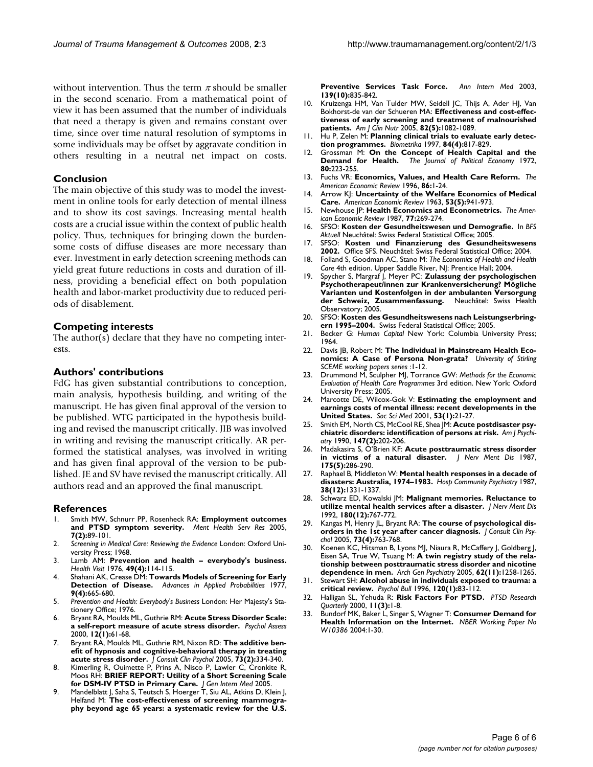without intervention. Thus the term $\pi$ should be smaller in the second scenario. From a mathematical point of view it has been assumed that the number of individuals that need a therapy is given and remains constant over time, since over time natural resolution of symptoms in some individuals may be offset by aggravate condition in others resulting in a neutral net impact on costs.

## Conclusion

The main objective of this study was to model the investment in online tools for early detection of mental illness and to show its cost savings. Increasing mental health costs are a crucial issue within the context of public health policy. Thus, techniques for bringing down the burdensome costs of diffuse diseases are more necessary than ever. Investment in early detection screening methods can yield great future reductions in costs and duration of illness, providing a beneficial effect on both population health and labor-market productivity due to reduced periods of disablement.

## Competing interests

The author(s) declare that they have no competing interests.

## Authors' contributions

FdG has given substantial contributions to conception, main analysis, hypothesis building, and writing of the manuscript. He has given final approval of the version to be published. WTG participated in the hypothesis building and revised the manuscript critically. JIB was involved in writing and revising the manuscript critically. AR performed the statistical analyses, was involved in writing and has given final approval of the version to be published. JE and SV have revised the manuscript critically. All authors read and an approved the final manuscript.

## References

1. Smith MW, Schnurr PP, Rosenheck RA: **Employment outcomes and PTSD symptom severity.** *Ment Health Serv Res* 2005, **7(2):**89-101.
2. *Screening in Medical Care: Reviewing the Evidence* London: Oxford University Press; 1968.
3. Lamb AM: **Prevention and health – everybody's business.** *Health Visit* 1976, **49(4):**114-115.
4. Shahani AK, Crease DM: **Towards Models of Screening for Early Detection of Disease.** *Advances in Applied Probabilities* 1977, **9(4):**665-680.
5. *Prevention and Health: Everybody's Business* London: Her Majesty's Stationery Office; 1976.
6. Bryant RA, Moulds ML, Guthrie RM: **Acute Stress Disorder Scale: a self-report measure of acute stress disorder.** *Psychol Assess* 2000, **12(1):**61-68.
7. Bryant RA, Moulds ML, Guthrie RM, Nixon RD: **The additive benefit of hypnosis and cognitive-behavioral therapy in treating acute stress disorder.** *J Consult Clin Psychol* 2005, **73(2):**334-340.
8. Kimerling R, Ouimette P, Prins A, Nisco P, Lawler C, Cronkite R, Moos RH: **BRIEF REPORT: Utility of a Short Screening Scale for DSM-IV PTSD in Primary Care.** *J Gen Intern Med* 2005.
9. Mandelblatt J, Saha S, Teutsch S, Hoerger T, Siu AL, Atkins D, Klein J, Helfand M: **The cost-effectiveness of screening mammography beyond age 65 years: a systematic review for the U.S. Preventive Services Task Force.** *Ann Intern Med* 2003, **139(10):**835-842.
10. Kruizenga HM, Van Tulder MW, Seidell JC, Thijs A, Ader HJ, Van Bokhorst-de van der Schueren MA: **Effectiveness and cost-effectiveness of early screening and treatment of malnourished patients.** *Am J Clin Nutr* 2005, **82(5):**1082-1089.
11. Hu P, Zelen M: **Planning clinical trials to evaluate early detection programmes.** *Biometrika* 1997, **84(4):**817-829.
12. Grossman M: **On the Concept of Health Capital and the Demand for Health.** *The Journal of Political Economy* 1972, **80:**223-255.
13. Fuchs VR: **Economics, Values, and Health Care Reform.** *The American Economic Review* 1996, **86:**1-24.
14. Arrow KJ: **Uncertainty of the Welfare Economics of Medical Care.** *American Economic Review* 1963, **53(5):**941-973.
15. Newhouse JP: **Health Economics and Econometrics.** *The American Economic Review* 1987, **77:**269-274.
16. SFSO: **Kosten der Gesundheitswesen und Demografie.** In *BFS Aktuell* Neuchâtel: Swiss Federal Statistical Office; 2005.
17. SFSO: **Kosten und Finanzierung des Gesundheitswesens 2002.** Office SFS. Neuchâtel: Swiss Federal Statistical Office; 2004.
18. Folland S, Goodman AC, Stano M: *The Economics of Health and Health Care* 4th edition. Upper Saddle River, NJ: Prentice Hall; 2004.
19. Spycher S, Margraf J, Meyer PC: **Zulassung der psychologischen Psychotherapeut/innen zur Krankenversicherung? Mögliche Varianten und Kostenfolgen in der ambulanten Versorgung der Schweiz, Zusammenfassung.** Neuchâtel: Swiss Health Observatory; 2005.
20. SFSO: **Kosten des Gesundheitswesens nach Leistungserbringern 1995–2004.** Swiss Federal Statistical Office; 2005.
21. Becker G: *Human Capital* New York: Columbia University Press; 1964.
22. Davis JB, Robert M: **The Individual in Mainstream Health Economics: A Case of Persona Non-grata?** *University of Stirling SCEME working papers series* :1-12.
23. Drummond M, Sculpher MJ, Torrance GW: *Methods for the Economic Evaluation of Health Care Programmes* 3rd edition. New York: Oxford University Press; 2005.
24. Marcotte DE, Wilcox-Gok V: **Estimating the employment and earnings costs of mental illness: recent developments in the United States.** *Soc Sci Med* 2001, **53(1):**21-27.
25. Smith EM, North CS, McCool RE, Shea JM: **Acute postdisaster psychiatric disorders: identification of persons at risk.** *Am J Psychiatry* 1990, **147(2):**202-206.
26. Madakasira S, O'Brien KF: **Acute posttraumatic stress disorder in victims of a natural disaster.** *J Nerv Ment Dis* 1987, **175(5):**286-290.
27. Raphael B, Middleton W: **Mental health responses in a decade of disasters: Australia, 1974–1983.** *Hosp Community Psychiatry* 1987, **38(12):**1331-1337.
28. Schwarz ED, Kowalski JM: **Malignant memories. Reluctance to utilize mental health services after a disaster.** *J Nerv Ment Dis* 1992, **180(12):**767-772.
29. Kangas M, Henry JL, Bryant RA: **The course of psychological disorders in the 1st year after cancer diagnosis.** *J Consult Clin Psychol* 2005, **73(4):**763-768.
30. Koenen KC, Hitsman B, Lyons MJ, Niaura R, McCaffery J, Goldberg J, Eisen SA, True W, Tsuang M: **A twin registry study of the relationship between posttraumatic stress disorder and nicotine dependence in men.** *Arch Gen Psychiatry* 2005, **62(11):**1258-1265.
31. Stewart SH: **Alcohol abuse in individuals exposed to trauma: a critical review.** *Psychol Bull* 1996, **120(1):**83-112.
32. Halligan SL, Yehuda R: **Risk Factors For PTSD.** *PTSD Research Quarterly* 2000, **11(3):**1-8.
33. Bundorf MK, Baker L, Singer S, Wagner T: **Consumer Demand for Health Information on the Internet.** *NBER Working Paper No W10386* 2004:1-30.